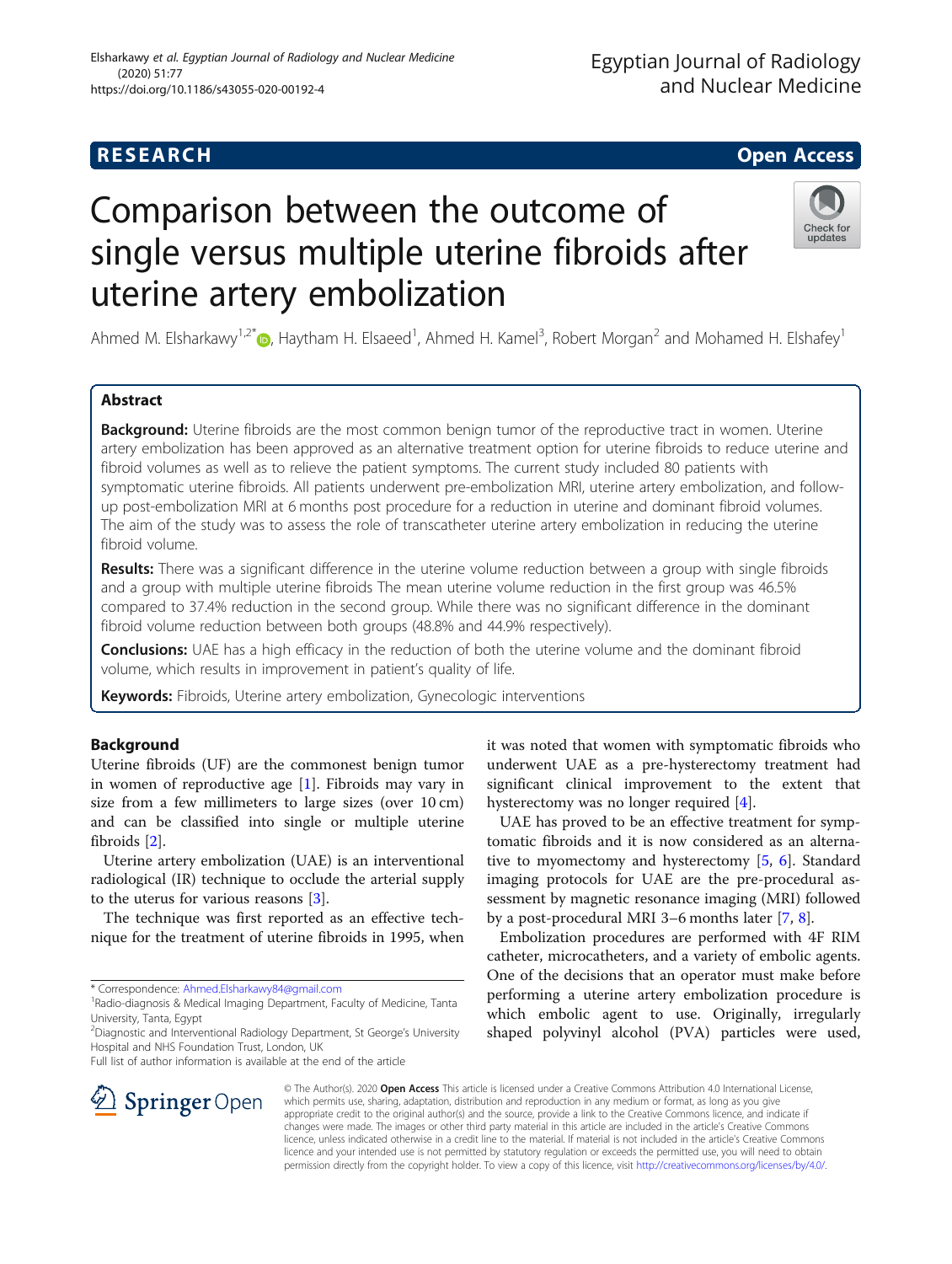RESEARCH

Open Access

# Comparison between the outcome of single versus multiple uterine fibroids after uterine artery embolization

Ahmed M. Elsharkawy[1,2*], Haytham H. Elsaeed[1], Ahmed H. Kamel[3], Robert Morgan[2] and Mohamed H. Elshafey[1]

## Abstract

**Background:** Uterine fibroids are the most common benign tumor of the reproductive tract in women. Uterine artery embolization has been approved as an alternative treatment option for uterine fibroids to reduce uterine and fibroid volumes as well as to relieve the patient symptoms. The current study included 80 patients with symptomatic uterine fibroids. All patients underwent pre-embolization MRI, uterine artery embolization, and follow-up post-embolization MRI at 6 months post procedure for a reduction in uterine and dominant fibroid volumes. The aim of the study was to assess the role of transcatheter uterine artery embolization in reducing the uterine fibroid volume.

**Results:** There was a significant difference in the uterine volume reduction between a group with single fibroids and a group with multiple uterine fibroids The mean uterine volume reduction in the first group was 46.5% compared to 37.4% reduction in the second group. While there was no significant difference in the dominant fibroid volume reduction between both groups (48.8% and 44.9% respectively).

**Conclusions:** UAE has a high efficacy in the reduction of both the uterine volume and the dominant fibroid volume, which results in improvement in patient's quality of life.

**Keywords:** Fibroids, Uterine artery embolization, Gynecologic interventions

## Background

Uterine fibroids (UF) are the commonest benign tumor in women of reproductive age [1]. Fibroids may vary in size from a few millimeters to large sizes (over 10 cm) and can be classified into single or multiple uterine fibroids [2].

Uterine artery embolization (UAE) is an interventional radiological (IR) technique to occlude the arterial supply to the uterus for various reasons [3].

The technique was first reported as an effective technique for the treatment of uterine fibroids in 1995, when it was noted that women with symptomatic fibroids who underwent UAE as a pre-hysterectomy treatment had significant clinical improvement to the extent that hysterectomy was no longer required [4].

UAE has proved to be an effective treatment for symptomatic fibroids and it is now considered as an alternative to myomectomy and hysterectomy [5, 6]. Standard imaging protocols for UAE are the pre-procedural assessment by magnetic resonance imaging (MRI) followed by a post-procedural MRI 3–6 months later [7, 8].

Embolization procedures are performed with 4F RIM catheter, microcatheters, and a variety of embolic agents. One of the decisions that an operator must make before performing a uterine artery embolization procedure is which embolic agent to use. Originally, irregularly shaped polyvinyl alcohol (PVA) particles were used,

\* Correspondence: Ahmed.Elsharkawy84@gmail.com
[1]Radio-diagnosis & Medical Imaging Department, Faculty of Medicine, Tanta University, Tanta, Egypt
[2]Diagnostic and Interventional Radiology Department, St George's University Hospital and NHS Foundation Trust, London, UK
Full list of author information is available at the end of the article

© The Author(s). 2020 Open Access This article is licensed under a Creative Commons Attribution 4.0 International License, which permits use, sharing, adaptation, distribution and reproduction in any medium or format, as long as you give appropriate credit to the original author(s) and the source, provide a link to the Creative Commons licence, and indicate if changes were made. The images or other third party material in this article are included in the article's Creative Commons licence, unless indicated otherwise in a credit line to the material. If material is not included in the article's Creative Commons licence and your intended use is not permitted by statutory regulation or exceeds the permitted use, you will need to obtain permission directly from the copyright holder. To view a copy of this licence, visit http://creativecommons.org/licenses/by/4.0/.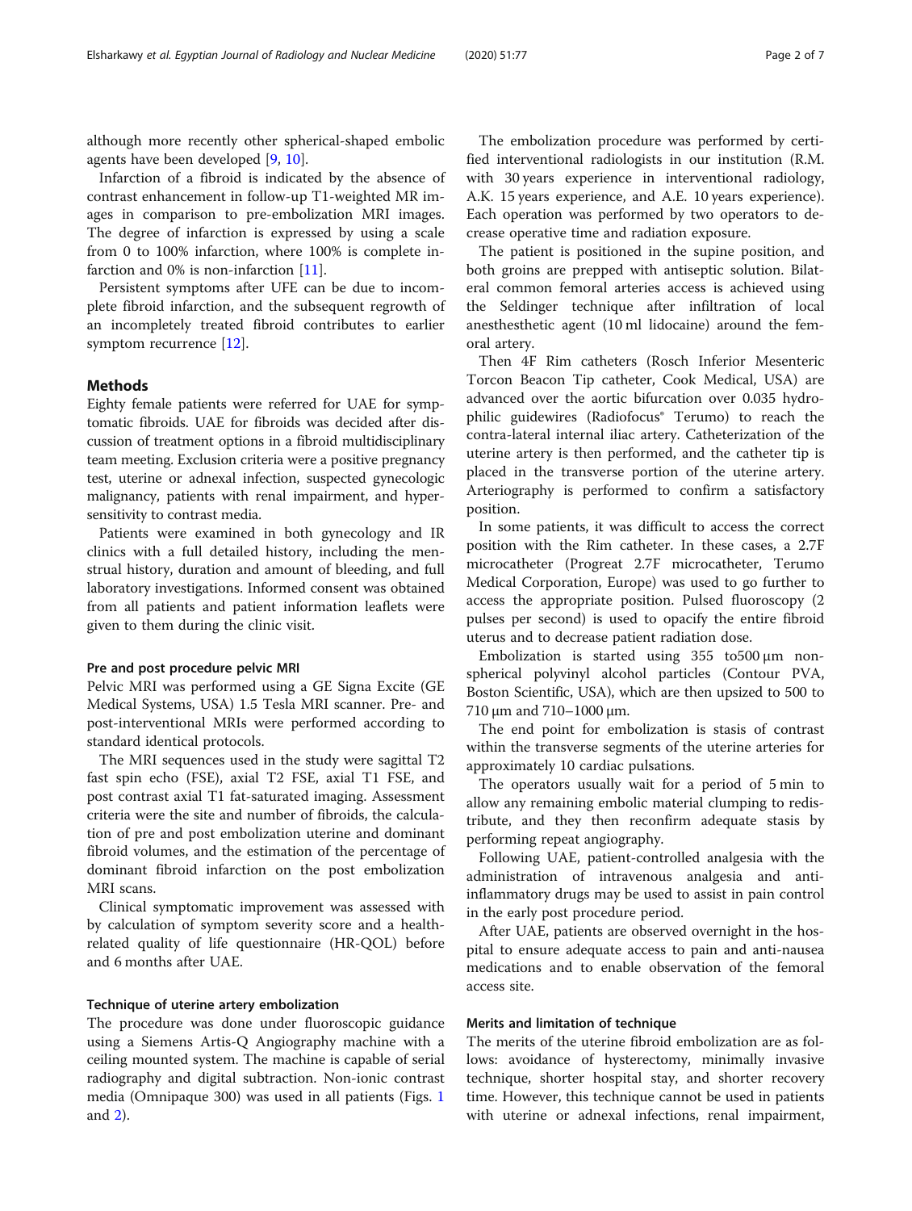although more recently other spherical-shaped embolic agents have been developed [9, 10].

Infarction of a fibroid is indicated by the absence of contrast enhancement in follow-up T1-weighted MR images in comparison to pre-embolization MRI images. The degree of infarction is expressed by using a scale from 0 to 100% infarction, where 100% is complete infarction and 0% is non-infarction [11].

Persistent symptoms after UFE can be due to incomplete fibroid infarction, and the subsequent regrowth of an incompletely treated fibroid contributes to earlier symptom recurrence [12].

## Methods

Eighty female patients were referred for UAE for symptomatic fibroids. UAE for fibroids was decided after discussion of treatment options in a fibroid multidisciplinary team meeting. Exclusion criteria were a positive pregnancy test, uterine or adnexal infection, suspected gynecologic malignancy, patients with renal impairment, and hypersensitivity to contrast media.

Patients were examined in both gynecology and IR clinics with a full detailed history, including the menstrual history, duration and amount of bleeding, and full laboratory investigations. Informed consent was obtained from all patients and patient information leaflets were given to them during the clinic visit.

### Pre and post procedure pelvic MRI

Pelvic MRI was performed using a GE Signa Excite (GE Medical Systems, USA) 1.5 Tesla MRI scanner. Pre- and post-interventional MRIs were performed according to standard identical protocols.

The MRI sequences used in the study were sagittal T2 fast spin echo (FSE), axial T2 FSE, axial T1 FSE, and post contrast axial T1 fat-saturated imaging. Assessment criteria were the site and number of fibroids, the calculation of pre and post embolization uterine and dominant fibroid volumes, and the estimation of the percentage of dominant fibroid infarction on the post embolization MRI scans.

Clinical symptomatic improvement was assessed with by calculation of symptom severity score and a health-related quality of life questionnaire (HR-QOL) before and 6 months after UAE.

### Technique of uterine artery embolization

The procedure was done under fluoroscopic guidance using a Siemens Artis-Q Angiography machine with a ceiling mounted system. The machine is capable of serial radiography and digital subtraction. Non-ionic contrast media (Omnipaque 300) was used in all patients (Figs. 1 and 2).

The embolization procedure was performed by certified interventional radiologists in our institution (R.M. with 30 years experience in interventional radiology, A.K. 15 years experience, and A.E. 10 years experience). Each operation was performed by two operators to decrease operative time and radiation exposure.

The patient is positioned in the supine position, and both groins are prepped with antiseptic solution. Bilateral common femoral arteries access is achieved using the Seldinger technique after infiltration of local anesthesthetic agent (10 ml lidocaine) around the femoral artery.

Then 4F Rim catheters (Rosch Inferior Mesenteric Torcon Beacon Tip catheter, Cook Medical, USA) are advanced over the aortic bifurcation over 0.035 hydrophilic guidewires (Radiofocus® Terumo) to reach the contra-lateral internal iliac artery. Catheterization of the uterine artery is then performed, and the catheter tip is placed in the transverse portion of the uterine artery. Arteriography is performed to confirm a satisfactory position.

In some patients, it was difficult to access the correct position with the Rim catheter. In these cases, a 2.7F microcatheter (Progreat 2.7F microcatheter, Terumo Medical Corporation, Europe) was used to go further to access the appropriate position. Pulsed fluoroscopy (2 pulses per second) is used to opacify the entire fibroid uterus and to decrease patient radiation dose.

Embolization is started using 355 to500 μm non-spherical polyvinyl alcohol particles (Contour PVA, Boston Scientific, USA), which are then upsized to 500 to 710 μm and 710–1000 μm.

The end point for embolization is stasis of contrast within the transverse segments of the uterine arteries for approximately 10 cardiac pulsations.

The operators usually wait for a period of 5 min to allow any remaining embolic material clumping to redistribute, and they then reconfirm adequate stasis by performing repeat angiography.

Following UAE, patient-controlled analgesia with the administration of intravenous analgesia and anti-inflammatory drugs may be used to assist in pain control in the early post procedure period.

After UAE, patients are observed overnight in the hospital to ensure adequate access to pain and anti-nausea medications and to enable observation of the femoral access site.

### Merits and limitation of technique

The merits of the uterine fibroid embolization are as follows: avoidance of hysterectomy, minimally invasive technique, shorter hospital stay, and shorter recovery time. However, this technique cannot be used in patients with uterine or adnexal infections, renal impairment,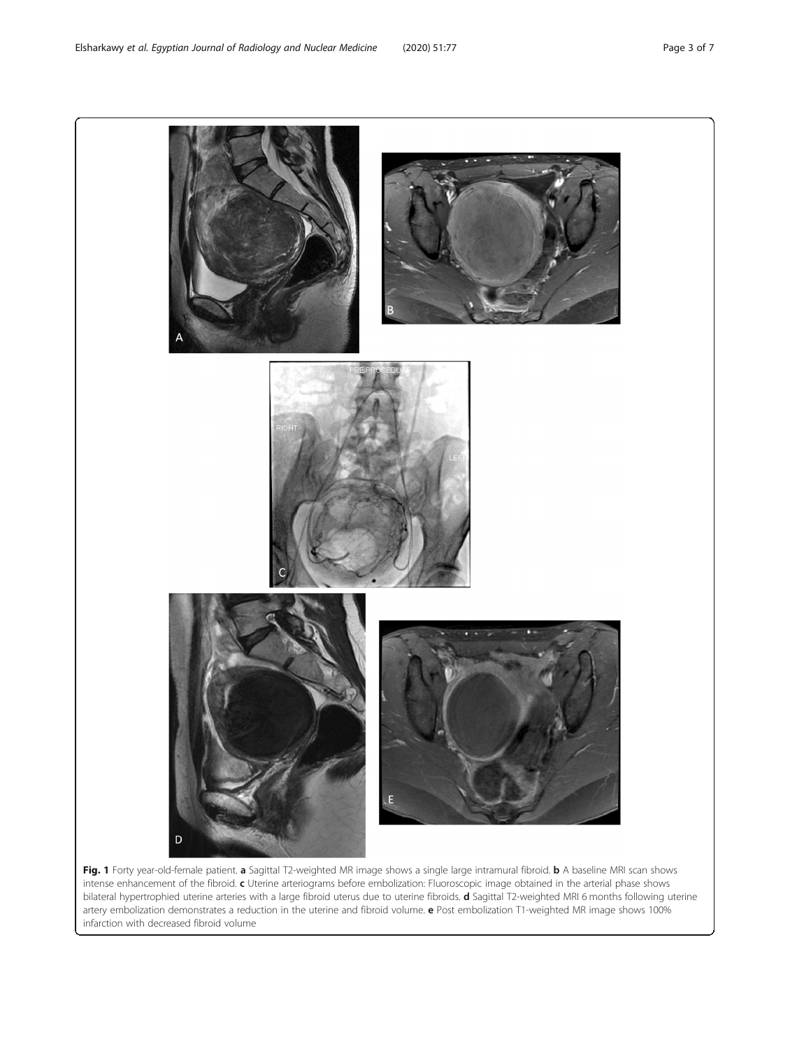**Fig. 1** Forty year-old-female patient. **a** Sagittal T2-weighted MR image shows a single large intramural fibroid. **b** A baseline MRI scan shows intense enhancement of the fibroid. **c** Uterine arteriograms before embolization: Fluoroscopic image obtained in the arterial phase shows bilateral hypertrophied uterine arteries with a large fibroid uterus due to uterine fibroids. **d** Sagittal T2-weighted MRI 6 months following uterine artery embolization demonstrates a reduction in the uterine and fibroid volume. **e** Post embolization T1-weighted MR image shows 100% infarction with decreased fibroid volume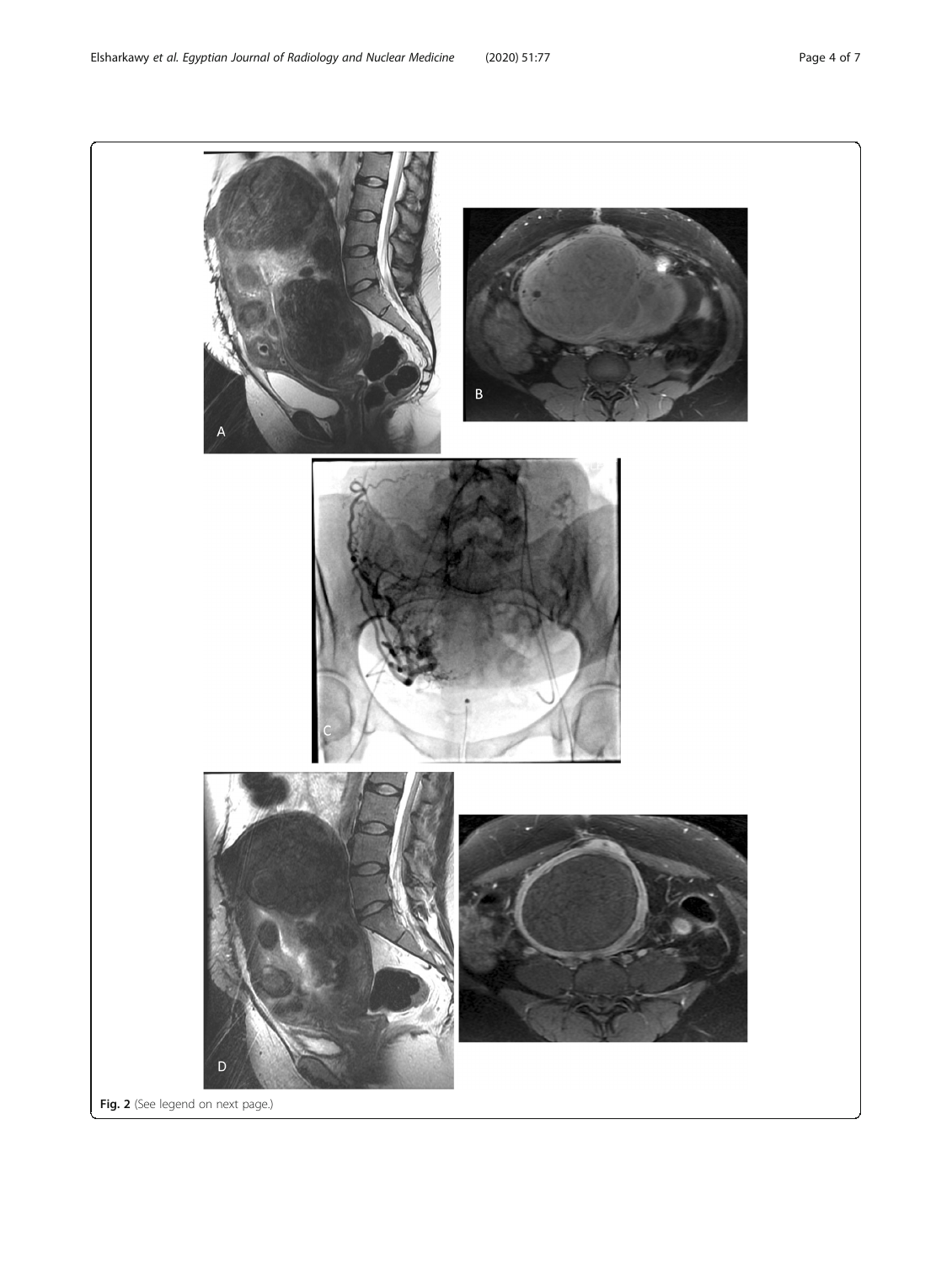**Fig. 2** (See legend on next page.)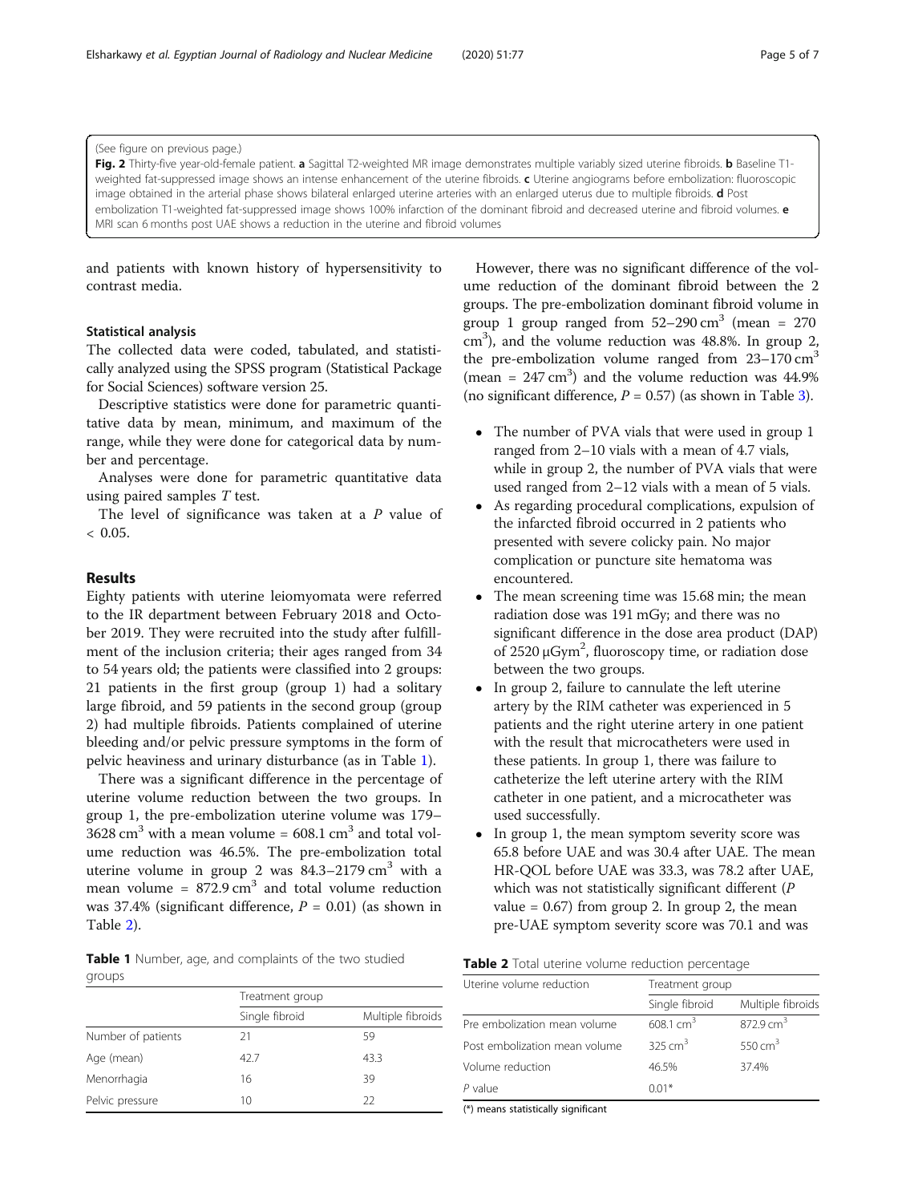(See figure on previous page.)

**Fig. 2** Thirty-five year-old-female patient. **a** Sagittal T2-weighted MR image demonstrates multiple variably sized uterine fibroids. **b** Baseline T1-weighted fat-suppressed image shows an intense enhancement of the uterine fibroids. **c** Uterine angiograms before embolization: fluoroscopic image obtained in the arterial phase shows bilateral enlarged uterine arteries with an enlarged uterus due to multiple fibroids. **d** Post embolization T1-weighted fat-suppressed image shows 100% infarction of the dominant fibroid and decreased uterine and fibroid volumes. **e** MRI scan 6 months post UAE shows a reduction in the uterine and fibroid volumes

and patients with known history of hypersensitivity to contrast media.

### Statistical analysis

The collected data were coded, tabulated, and statistically analyzed using the SPSS program (Statistical Package for Social Sciences) software version 25.

Descriptive statistics were done for parametric quantitative data by mean, minimum, and maximum of the range, while they were done for categorical data by number and percentage.

Analyses were done for parametric quantitative data using paired samples *T* test.

The level of significance was taken at a *P* value of $< 0.05$.

## Results

Eighty patients with uterine leiomyomata were referred to the IR department between February 2018 and October 2019. They were recruited into the study after fulfillment of the inclusion criteria; their ages ranged from 34 to 54 years old; the patients were classified into 2 groups: 21 patients in the first group (group 1) had a solitary large fibroid, and 59 patients in the second group (group 2) had multiple fibroids. Patients complained of uterine bleeding and/or pelvic pressure symptoms in the form of pelvic heaviness and urinary disturbance (as in Table 1).

There was a significant difference in the percentage of uterine volume reduction between the two groups. In group 1, the pre-embolization uterine volume was 179–3628 $cm^3$ with a mean volume = 608.1 $cm^3$ and total volume reduction was 46.5%. The pre-embolization total uterine volume in group 2 was 84.3–2179 $cm^3$ with a mean volume = 872.9 $cm^3$ and total volume reduction was 37.4% (significant difference, $P = 0.01$) (as shown in Table 2).

**Table 1** Number, age, and complaints of the two studied groups

| | Treatment group | |
|---|---|---|
| | Single fibroid | Multiple fibroids |
| Number of patients | 21 | 59 |
| Age (mean) | 42.7 | 43.3 |
| Menorrhagia | 16 | 39 |
| Pelvic pressure | 10 | 22 |

However, there was no significant difference of the volume reduction of the dominant fibroid between the 2 groups. The pre-embolization dominant fibroid volume in group 1 group ranged from 52–290 $cm^3$ (mean = 270 $cm^3$), and the volume reduction was 48.8%. In group 2, the pre-embolization volume ranged from 23–170 $cm^3$ (mean = 247 $cm^3$) and the volume reduction was 44.9% (no significant difference, $P = 0.57$) (as shown in Table 3).

- The number of PVA vials that were used in group 1 ranged from 2–10 vials with a mean of 4.7 vials, while in group 2, the number of PVA vials that were used ranged from 2–12 vials with a mean of 5 vials.
- As regarding procedural complications, expulsion of the infarcted fibroid occurred in 2 patients who presented with severe colicky pain. No major complication or puncture site hematoma was encountered.
- The mean screening time was 15.68 min; the mean radiation dose was 191 mGy; and there was no significant difference in the dose area product (DAP) of 2520 $\mu Gym^2$, fluoroscopy time, or radiation dose between the two groups.
- In group 2, failure to cannulate the left uterine artery by the RIM catheter was experienced in 5 patients and the right uterine artery in one patient with the result that microcatheters were used in these patients. In group 1, there was failure to catheterize the left uterine artery with the RIM catheter in one patient, and a microcatheter was used successfully.
- In group 1, the mean symptom severity score was 65.8 before UAE and was 30.4 after UAE. The mean HR-QOL before UAE was 33.3, was 78.2 after UAE, which was not statistically significant different (*P* value = 0.67) from group 2. In group 2, the mean pre-UAE symptom severity score was 70.1 and was

**Table 2** Total uterine volume reduction percentage

| Uterine volume reduction | Treatment group | |
|---|---|---|
| | Single fibroid | Multiple fibroids |
| Pre embolization mean volume | 608.1 $cm^3$ | 872.9 $cm^3$ |
| Post embolization mean volume | 325 $cm^3$ | 550 $cm^3$ |
| Volume reduction | 46.5% | 37.4% |
| *P* value | 0.01* | |

(*) means statistically significant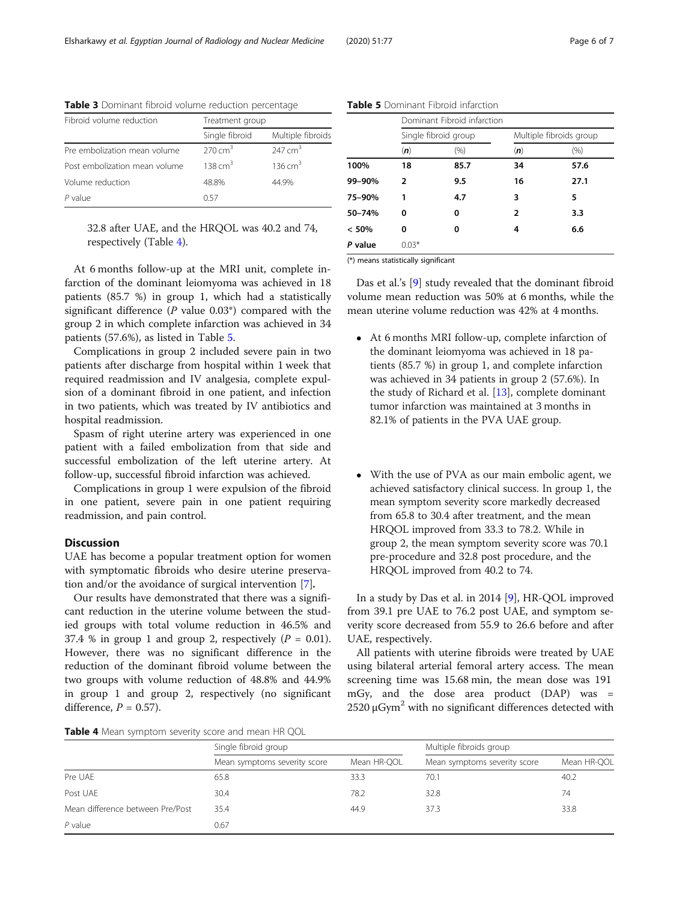**Table 3** Dominant fibroid volume reduction percentage

| Fibroid volume reduction | Treatment group | |
|---|---|---|
| | Single fibroid | Multiple fibroids |
| Pre embolization mean volume | 270 $cm^3$ | 247 $cm^3$ |
| Post embolization mean volume | 138 $cm^3$ | 136 $cm^3$ |
| Volume reduction | 48.8% | 44.9% |
| *P* value | 0.57 | |

32.8 after UAE, and the HRQOL was 40.2 and 74, respectively (Table 4).

At 6 months follow-up at the MRI unit, complete infarction of the dominant leiomyoma was achieved in 18 patients (85.7 %) in group 1, which had a statistically significant difference (*P* value 0.03*) compared with the group 2 in which complete infarction was achieved in 34 patients (57.6%), as listed in Table 5.

Complications in group 2 included severe pain in two patients after discharge from hospital within 1 week that required readmission and IV analgesia, complete expulsion of a dominant fibroid in one patient, and infection in two patients, which was treated by IV antibiotics and hospital readmission.

Spasm of right uterine artery was experienced in one patient with a failed embolization from that side and successful embolization of the left uterine artery. At follow-up, successful fibroid infarction was achieved.

Complications in group 1 were expulsion of the fibroid in one patient, severe pain in one patient requiring readmission, and pain control.

## Discussion

UAE has become a popular treatment option for women with symptomatic fibroids who desire uterine preservation and/or the avoidance of surgical intervention [7].

Our results have demonstrated that there was a significant reduction in the uterine volume between the studied groups with total volume reduction in 46.5% and 37.4 % in group 1 and group 2, respectively (*P* = 0.01). However, there was no significant difference in the reduction of the dominant fibroid volume between the two groups with volume reduction of 48.8% and 44.9% in group 1 and group 2, respectively (no significant difference, *P* = 0.57).

**Table 4** Mean symptom severity score and mean HR QOL

| | Single fibroid group | | Multiple fibroids group | |
|---|---|---|---|---|
| | Mean symptoms severity score | Mean HR-QOL | Mean symptoms severity score | Mean HR-QOL |
| Pre UAE | 65.8 | 33.3 | 70.1 | 40.2 |
| Post UAE | 30.4 | 78.2 | 32.8 | 74 |
| Mean difference between Pre/Post | 35.4 | 44.9 | 37.3 | 33.8 |
| *P* value | 0.67 | | | |

**Table 5** Dominant Fibroid infarction

| | Dominant Fibroid infarction | | | |
|---|---|---|---|---|
| | Single fibroid group | | Multiple fibroids group | |
| | (*n*) | (%) | (*n*) | (%) |
| **100%** | **18** | **85.7** | **34** | **57.6** |
| **99–90%** | **2** | **9.5** | **16** | **27.1** |
| **75–90%** | **1** | **4.7** | **3** | **5** |
| **50–74%** | **0** | **0** | **2** | **3.3** |
| **< 50%** | **0** | **0** | **4** | **6.6** |
| ***P* value** | 0.03* | | | |

(*) means statistically significant

Das et al.'s [9] study revealed that the dominant fibroid volume mean reduction was 50% at 6 months, while the mean uterine volume reduction was 42% at 4 months.

- At 6 months MRI follow-up, complete infarction of the dominant leiomyoma was achieved in 18 patients (85.7 %) in group 1, and complete infarction was achieved in 34 patients in group 2 (57.6%). In the study of Richard et al. [13], complete dominant tumor infarction was maintained at 3 months in 82.1% of patients in the PVA UAE group.
- With the use of PVA as our main embolic agent, we achieved satisfactory clinical success. In group 1, the mean symptom severity score markedly decreased from 65.8 to 30.4 after treatment, and the mean HRQOL improved from 33.3 to 78.2. While in group 2, the mean symptom severity score was 70.1 pre-procedure and 32.8 post procedure, and the HRQOL improved from 40.2 to 74.

In a study by Das et al. in 2014 [9], HR-QOL improved from 39.1 pre UAE to 76.2 post UAE, and symptom severity score decreased from 55.9 to 26.6 before and after UAE, respectively.

All patients with uterine fibroids were treated by UAE using bilateral arterial femoral artery access. The mean screening time was 15.68 min, the mean dose was 191 mGy, and the dose area product (DAP) was = 2520 $\mu Gym^2$ with no significant differences detected with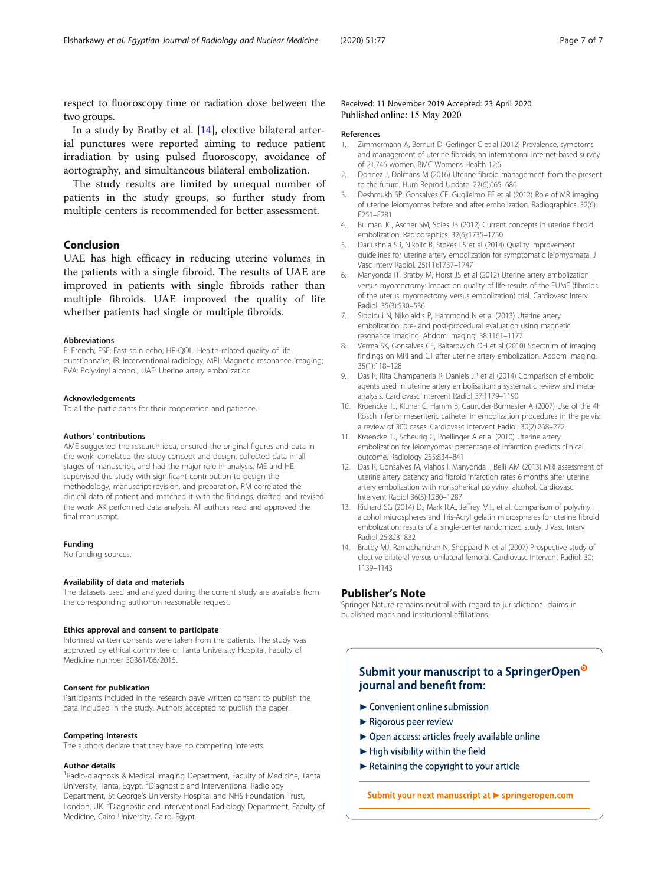respect to fluoroscopy time or radiation dose between the two groups.

In a study by Bratby et al. [14], elective bilateral arterial punctures were reported aiming to reduce patient irradiation by using pulsed fluoroscopy, avoidance of aortography, and simultaneous bilateral embolization.

The study results are limited by unequal number of patients in the study groups, so further study from multiple centers is recommended for better assessment.

## Conclusion

UAE has high efficacy in reducing uterine volumes in the patients with a single fibroid. The results of UAE are improved in patients with single fibroids rather than multiple fibroids. UAE improved the quality of life whether patients had single or multiple fibroids.

#### Abbreviations

F: French; FSE: Fast spin echo; HR-QOL: Health-related quality of life questionnaire; IR: Interventional radiology; MRI: Magnetic resonance imaging; PVA: Polyvinyl alcohol; UAE: Uterine artery embolization

#### Acknowledgements

To all the participants for their cooperation and patience.

#### Authors' contributions

AME suggested the research idea, ensured the original figures and data in the work, correlated the study concept and design, collected data in all stages of manuscript, and had the major role in analysis. ME and HE supervised the study with significant contribution to design the methodology, manuscript revision, and preparation. RM correlated the clinical data of patient and matched it with the findings, drafted, and revised the work. AK performed data analysis. All authors read and approved the final manuscript.

#### Funding

No funding sources.

#### Availability of data and materials

The datasets used and analyzed during the current study are available from the corresponding author on reasonable request.

#### Ethics approval and consent to participate

Informed written consents were taken from the patients. The study was approved by ethical committee of Tanta University Hospital, Faculty of Medicine number 30361/06/2015.

#### Consent for publication

Participants included in the research gave written consent to publish the data included in the study. Authors accepted to publish the paper.

#### Competing interests

The authors declare that they have no competing interests.

#### Author details

[1]Radio-diagnosis & Medical Imaging Department, Faculty of Medicine, Tanta University, Tanta, Egypt. [2]Diagnostic and Interventional Radiology Department, St George's University Hospital and NHS Foundation Trust, London, UK. [3]Diagnostic and Interventional Radiology Department, Faculty of Medicine, Cairo University, Cairo, Egypt.

Received: 11 November 2019 Accepted: 23 April 2020
Published online: 15 May 2020

#### References

1. Zimmermann A, Bernuit D, Gerlinger C et al (2012) Prevalence, symptoms and management of uterine fibroids: an international internet-based survey of 21,746 women. BMC Womens Health 12:6
2. Donnez J, Dolmans M (2016) Uterine fibroid management: from the present to the future. Hum Reprod Update. 22(6):665–686
3. Deshmukh SP, Gonsalves CF, Guglielmo FF et al (2012) Role of MR imaging of uterine leiomyomas before and after embolization. Radiographics. 32(6): E251–E281
4. Bulman JC, Ascher SM, Spies JB (2012) Current concepts in uterine fibroid embolization. Radiographics. 32(6):1735–1750
5. Dariushnia SR, Nikolic B, Stokes LS et al (2014) Quality improvement guidelines for uterine artery embolization for symptomatic leiomyomata. J Vasc Interv Radiol. 25(11):1737–1747
6. Manyonda IT, Bratby M, Horst JS et al (2012) Uterine artery embolization versus myomectomy: impact on quality of life-results of the FUME (fibroids of the uterus: myomectomy versus embolization) trial. Cardiovasc Interv Radiol. 35(3):530–536
7. Siddiqui N, Nikolaidis P, Hammond N et al (2013) Uterine artery embolization: pre- and post-procedural evaluation using magnetic resonance imaging. Abdom Imaging. 38:1161–1177
8. Verma SK, Gonsalves CF, Baltarowich OH et al (2010) Spectrum of imaging findings on MRI and CT after uterine artery embolization. Abdom Imaging. 35(1):118–128
9. Das R, Rita Champaneria R, Daniels JP et al (2014) Comparison of embolic agents used in uterine artery embolisation: a systematic review and meta-analysis. Cardiovasc Intervent Radiol 37:1179–1190
10. Kroencke TJ, Kluner C, Hamm B, Gauruder-Burmester A (2007) Use of the 4F Rosch inferior mesenteric catheter in embolization procedures in the pelvis: a review of 300 cases. Cardiovasc Intervent Radiol. 30(2):268–272
11. Kroencke TJ, Scheurig C, Poellinger A et al (2010) Uterine artery embolization for leiomyomas: percentage of infarction predicts clinical outcome. Radiology 255:834–841
12. Das R, Gonsalves M, Vlahos I, Manyonda I, Belli AM (2013) MRI assessment of uterine artery patency and fibroid infarction rates 6 months after uterine artery embolization with nonspherical polyvinyl alcohol. Cardiovasc Intervent Radiol 36(5):1280–1287
13. Richard SG (2014) D., Mark R.A., Jeffrey M.I., et al. Comparison of polyvinyl alcohol microspheres and Tris-Acryl gelatin microspheres for uterine fibroid embolization: results of a single-center randomized study. J Vasc Interv Radiol 25:823–832
14. Bratby MJ, Ramachandran N, Sheppard N et al (2007) Prospective study of elective bilateral versus unilateral femoral. Cardiovasc Intervent Radiol. 30: 1139–1143

## Publisher's Note

Springer Nature remains neutral with regard to jurisdictional claims in published maps and institutional affiliations.

**Submit your manuscript to a SpringerOpen journal and benefit from:**

- Convenient online submission
- Rigorous peer review
- Open access: articles freely available online
- High visibility within the field
- Retaining the copyright to your article

Submit your next manuscript at ▶ springeropen.com